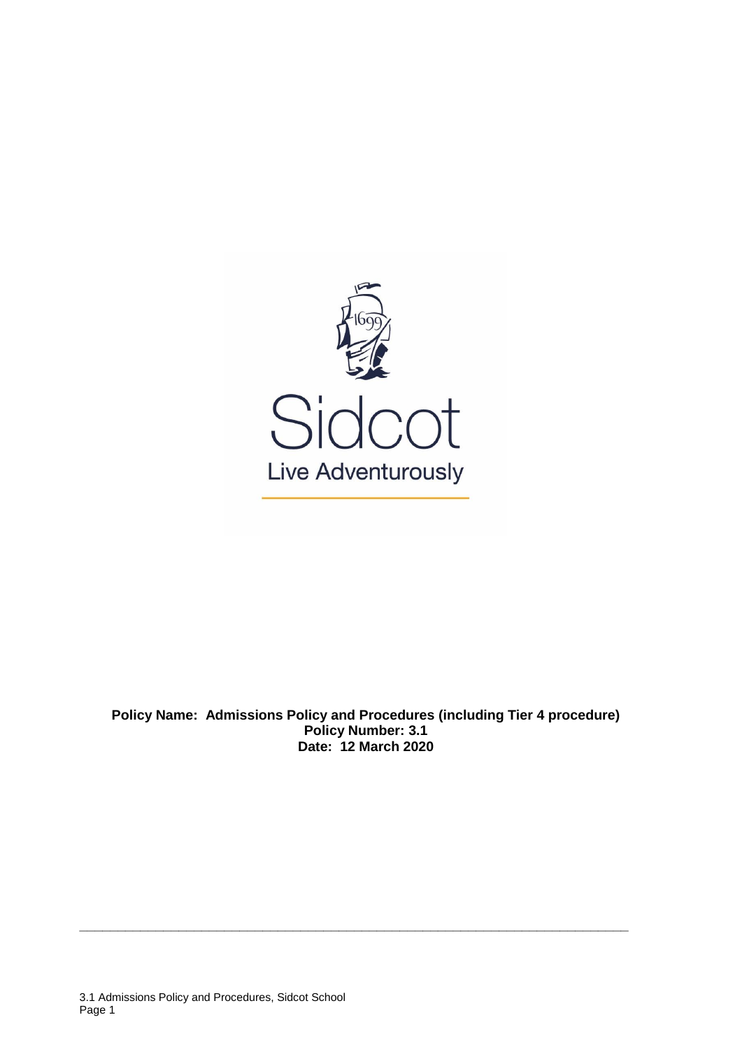Sidcot

Live Adventurously

**Policy Name: Admissions Policy and Procedures (including Tier 4 procedure)**
**Policy Number: 3.1**
**Date: 12 March 2020**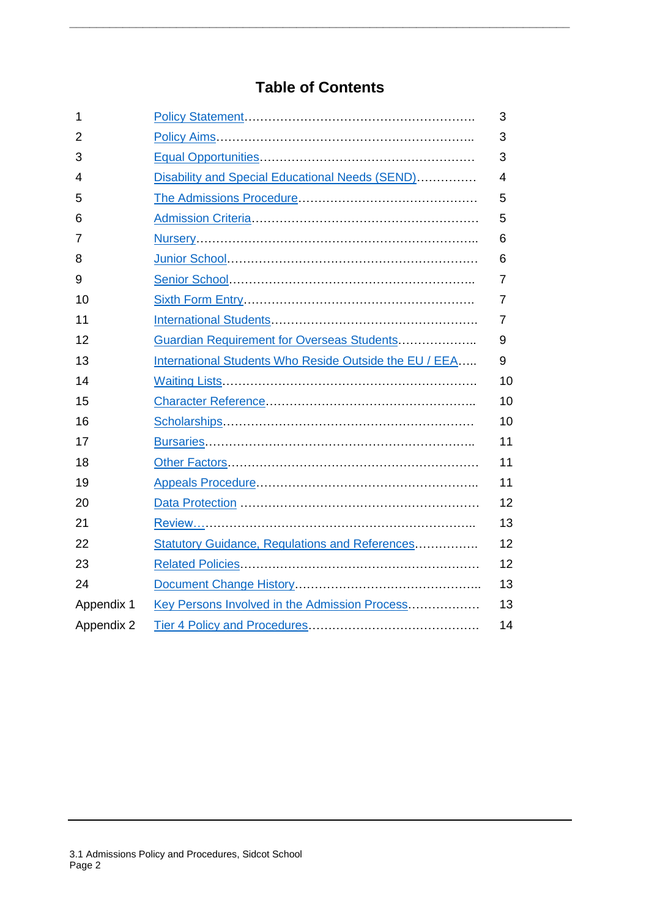## Table of Contents

| | | |
|---|---|---|
| 1 | Policy Statement | 3 |
| 2 | Policy Aims | 3 |
| 3 | Equal Opportunities | 3 |
| 4 | Disability and Special Educational Needs (SEND) | 4 |
| 5 | The Admissions Procedure | 5 |
| 6 | Admission Criteria | 5 |
| 7 | Nursery | 6 |
| 8 | Junior School | 6 |
| 9 | Senior School | 7 |
| 10 | Sixth Form Entry | 7 |
| 11 | International Students | 7 |
| 12 | Guardian Requirement for Overseas Students | 9 |
| 13 | International Students Who Reside Outside the EU / EEA | 9 |
| 14 | Waiting Lists | 10 |
| 15 | Character Reference | 10 |
| 16 | Scholarships | 10 |
| 17 | Bursaries | 11 |
| 18 | Other Factors | 11 |
| 19 | Appeals Procedure | 11 |
| 20 | Data Protection | 12 |
| 21 | Review | 13 |
| 22 | Statutory Guidance, Regulations and References | 12 |
| 23 | Related Policies | 12 |
| 24 | Document Change History | 13 |
| Appendix 1 | Key Persons Involved in the Admission Process | 13 |
| Appendix 2 | Tier 4 Policy and Procedures | 14 |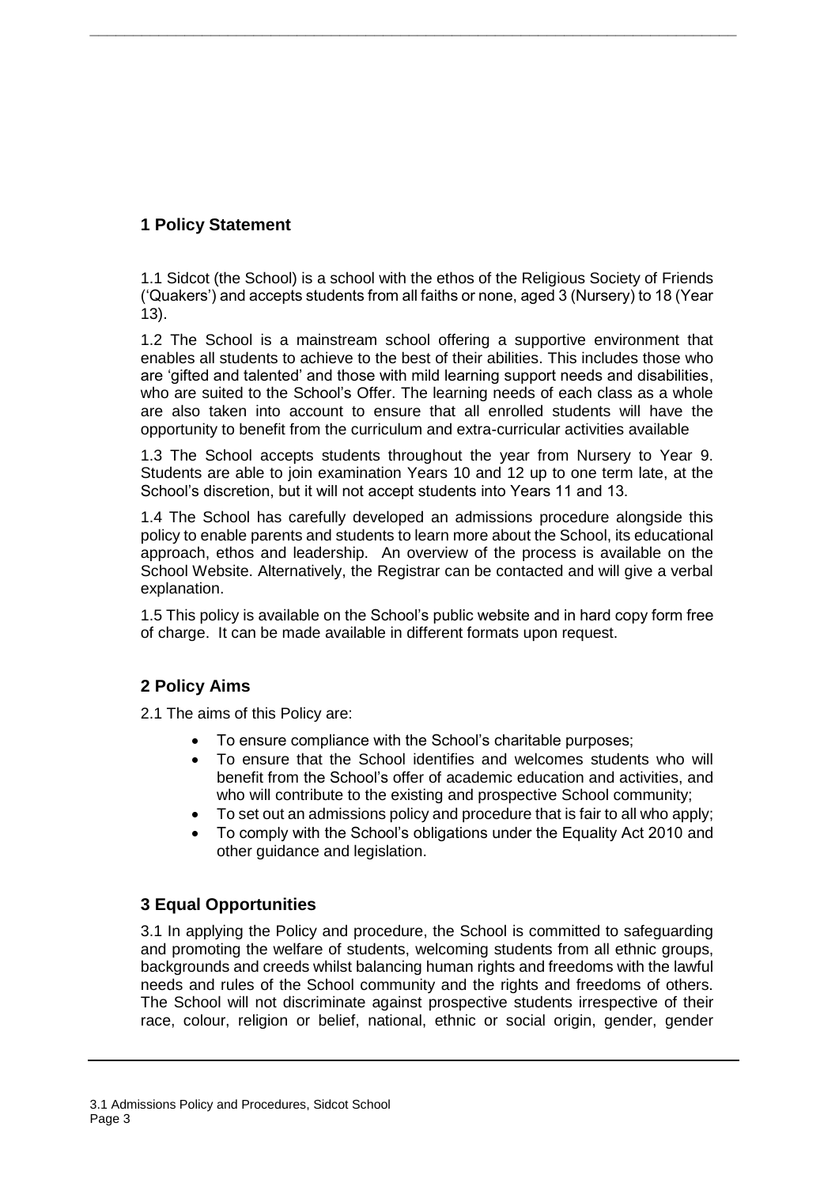## 1 Policy Statement

1.1 Sidcot (the School) is a school with the ethos of the Religious Society of Friends ('Quakers') and accepts students from all faiths or none, aged 3 (Nursery) to 18 (Year 13).

1.2 The School is a mainstream school offering a supportive environment that enables all students to achieve to the best of their abilities. This includes those who are 'gifted and talented' and those with mild learning support needs and disabilities, who are suited to the School's Offer. The learning needs of each class as a whole are also taken into account to ensure that all enrolled students will have the opportunity to benefit from the curriculum and extra-curricular activities available

1.3 The School accepts students throughout the year from Nursery to Year 9. Students are able to join examination Years 10 and 12 up to one term late, at the School's discretion, but it will not accept students into Years 11 and 13.

1.4 The School has carefully developed an admissions procedure alongside this policy to enable parents and students to learn more about the School, its educational approach, ethos and leadership. An overview of the process is available on the School Website. Alternatively, the Registrar can be contacted and will give a verbal explanation.

1.5 This policy is available on the School's public website and in hard copy form free of charge. It can be made available in different formats upon request.

## 2 Policy Aims

2.1 The aims of this Policy are:

- To ensure compliance with the School's charitable purposes;
- To ensure that the School identifies and welcomes students who will benefit from the School's offer of academic education and activities, and who will contribute to the existing and prospective School community;
- To set out an admissions policy and procedure that is fair to all who apply;
- To comply with the School's obligations under the Equality Act 2010 and other guidance and legislation.

## 3 Equal Opportunities

3.1 In applying the Policy and procedure, the School is committed to safeguarding and promoting the welfare of students, welcoming students from all ethnic groups, backgrounds and creeds whilst balancing human rights and freedoms with the lawful needs and rules of the School community and the rights and freedoms of others. The School will not discriminate against prospective students irrespective of their race, colour, religion or belief, national, ethnic or social origin, gender, gender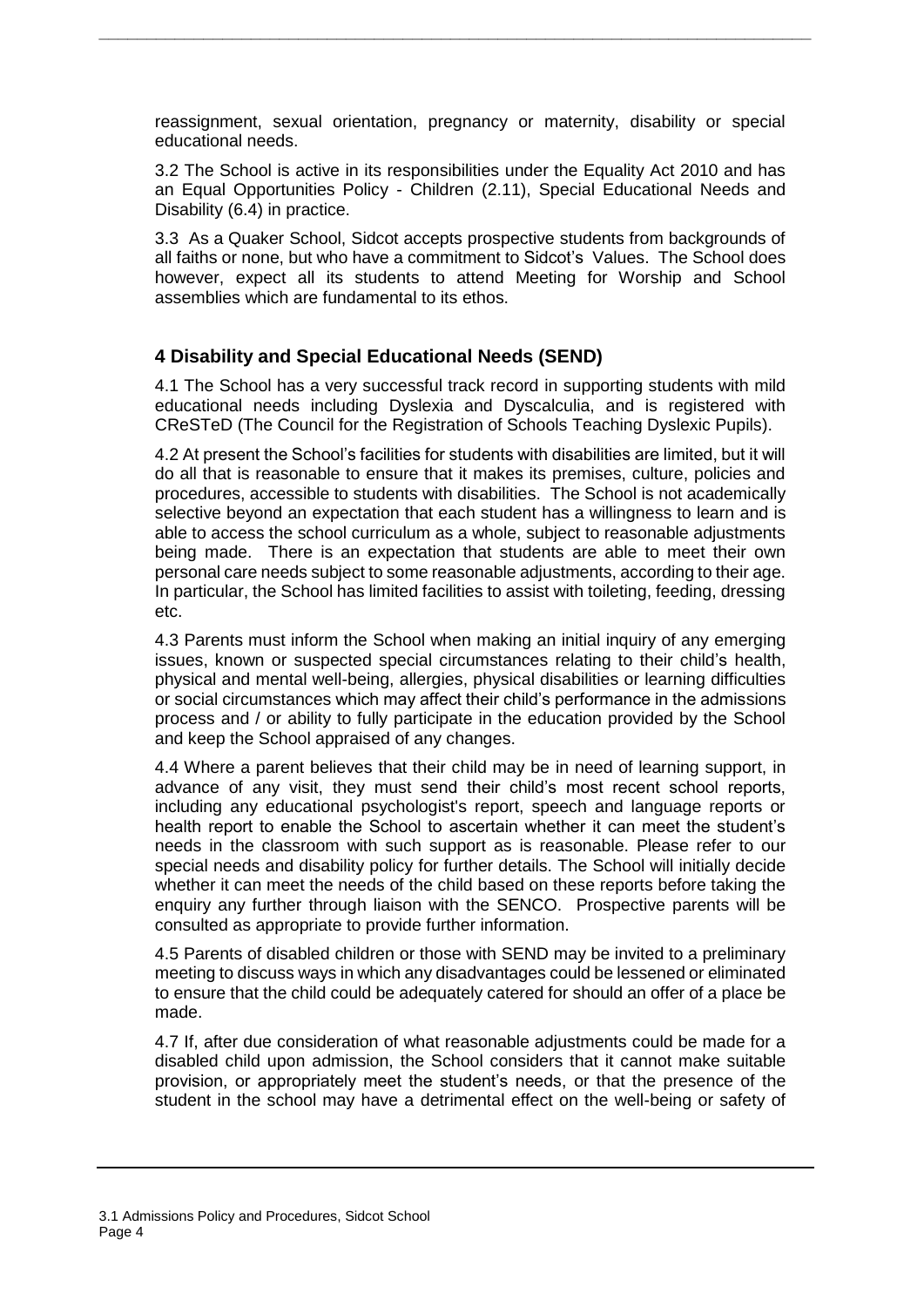reassignment, sexual orientation, pregnancy or maternity, disability or special educational needs.

3.2 The School is active in its responsibilities under the Equality Act 2010 and has an Equal Opportunities Policy - Children (2.11), Special Educational Needs and Disability (6.4) in practice.

3.3 As a Quaker School, Sidcot accepts prospective students from backgrounds of all faiths or none, but who have a commitment to Sidcot's Values. The School does however, expect all its students to attend Meeting for Worship and School assemblies which are fundamental to its ethos.

## 4 Disability and Special Educational Needs (SEND)

4.1 The School has a very successful track record in supporting students with mild educational needs including Dyslexia and Dyscalculia, and is registered with CReSTeD (The Council for the Registration of Schools Teaching Dyslexic Pupils).

4.2 At present the School's facilities for students with disabilities are limited, but it will do all that is reasonable to ensure that it makes its premises, culture, policies and procedures, accessible to students with disabilities. The School is not academically selective beyond an expectation that each student has a willingness to learn and is able to access the school curriculum as a whole, subject to reasonable adjustments being made. There is an expectation that students are able to meet their own personal care needs subject to some reasonable adjustments, according to their age. In particular, the School has limited facilities to assist with toileting, feeding, dressing etc.

4.3 Parents must inform the School when making an initial inquiry of any emerging issues, known or suspected special circumstances relating to their child's health, physical and mental well-being, allergies, physical disabilities or learning difficulties or social circumstances which may affect their child's performance in the admissions process and / or ability to fully participate in the education provided by the School and keep the School appraised of any changes.

4.4 Where a parent believes that their child may be in need of learning support, in advance of any visit, they must send their child's most recent school reports, including any educational psychologist's report, speech and language reports or health report to enable the School to ascertain whether it can meet the student's needs in the classroom with such support as is reasonable. Please refer to our special needs and disability policy for further details. The School will initially decide whether it can meet the needs of the child based on these reports before taking the enquiry any further through liaison with the SENCO. Prospective parents will be consulted as appropriate to provide further information.

4.5 Parents of disabled children or those with SEND may be invited to a preliminary meeting to discuss ways in which any disadvantages could be lessened or eliminated to ensure that the child could be adequately catered for should an offer of a place be made.

4.7 If, after due consideration of what reasonable adjustments could be made for a disabled child upon admission, the School considers that it cannot make suitable provision, or appropriately meet the student's needs, or that the presence of the student in the school may have a detrimental effect on the well-being or safety of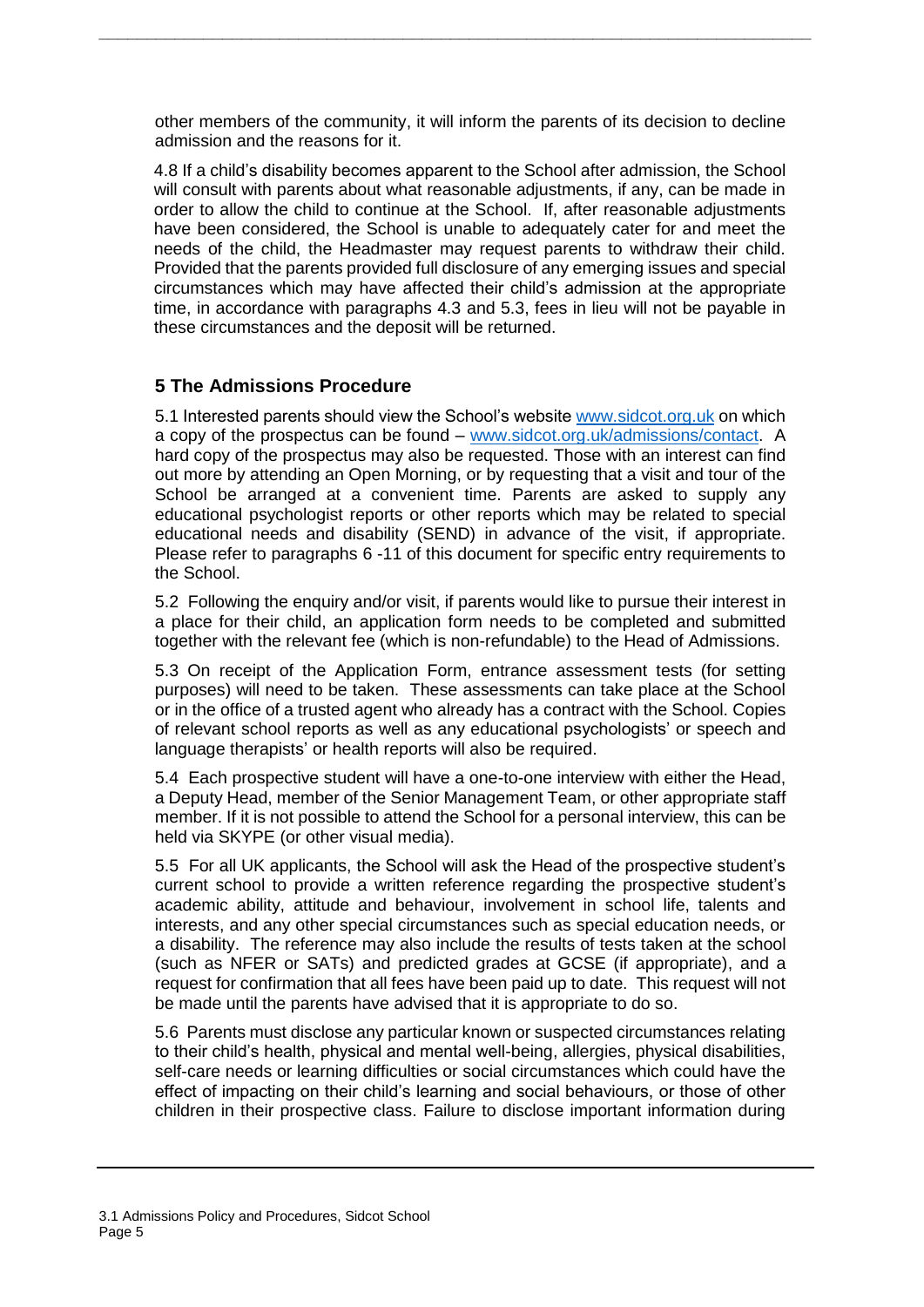other members of the community, it will inform the parents of its decision to decline admission and the reasons for it.

4.8 If a child's disability becomes apparent to the School after admission, the School will consult with parents about what reasonable adjustments, if any, can be made in order to allow the child to continue at the School. If, after reasonable adjustments have been considered, the School is unable to adequately cater for and meet the needs of the child, the Headmaster may request parents to withdraw their child. Provided that the parents provided full disclosure of any emerging issues and special circumstances which may have affected their child's admission at the appropriate time, in accordance with paragraphs 4.3 and 5.3, fees in lieu will not be payable in these circumstances and the deposit will be returned.

## 5 The Admissions Procedure

5.1 Interested parents should view the School's website [www.sidcot.org.uk](http://www.sidcot.org.uk) on which a copy of the prospectus can be found – [www.sidcot.org.uk/admissions/contact](http://www.sidcot.org.uk/admissions/contact). A hard copy of the prospectus may also be requested. Those with an interest can find out more by attending an Open Morning, or by requesting that a visit and tour of the School be arranged at a convenient time. Parents are asked to supply any educational psychologist reports or other reports which may be related to special educational needs and disability (SEND) in advance of the visit, if appropriate. Please refer to paragraphs 6 -11 of this document for specific entry requirements to the School.

5.2 Following the enquiry and/or visit, if parents would like to pursue their interest in a place for their child, an application form needs to be completed and submitted together with the relevant fee (which is non-refundable) to the Head of Admissions.

5.3 On receipt of the Application Form, entrance assessment tests (for setting purposes) will need to be taken. These assessments can take place at the School or in the office of a trusted agent who already has a contract with the School. Copies of relevant school reports as well as any educational psychologists' or speech and language therapists' or health reports will also be required.

5.4 Each prospective student will have a one-to-one interview with either the Head, a Deputy Head, member of the Senior Management Team, or other appropriate staff member. If it is not possible to attend the School for a personal interview, this can be held via SKYPE (or other visual media).

5.5 For all UK applicants, the School will ask the Head of the prospective student's current school to provide a written reference regarding the prospective student's academic ability, attitude and behaviour, involvement in school life, talents and interests, and any other special circumstances such as special education needs, or a disability. The reference may also include the results of tests taken at the school (such as NFER or SATs) and predicted grades at GCSE (if appropriate), and a request for confirmation that all fees have been paid up to date. This request will not be made until the parents have advised that it is appropriate to do so.

5.6 Parents must disclose any particular known or suspected circumstances relating to their child's health, physical and mental well-being, allergies, physical disabilities, self-care needs or learning difficulties or social circumstances which could have the effect of impacting on their child's learning and social behaviours, or those of other children in their prospective class. Failure to disclose important information during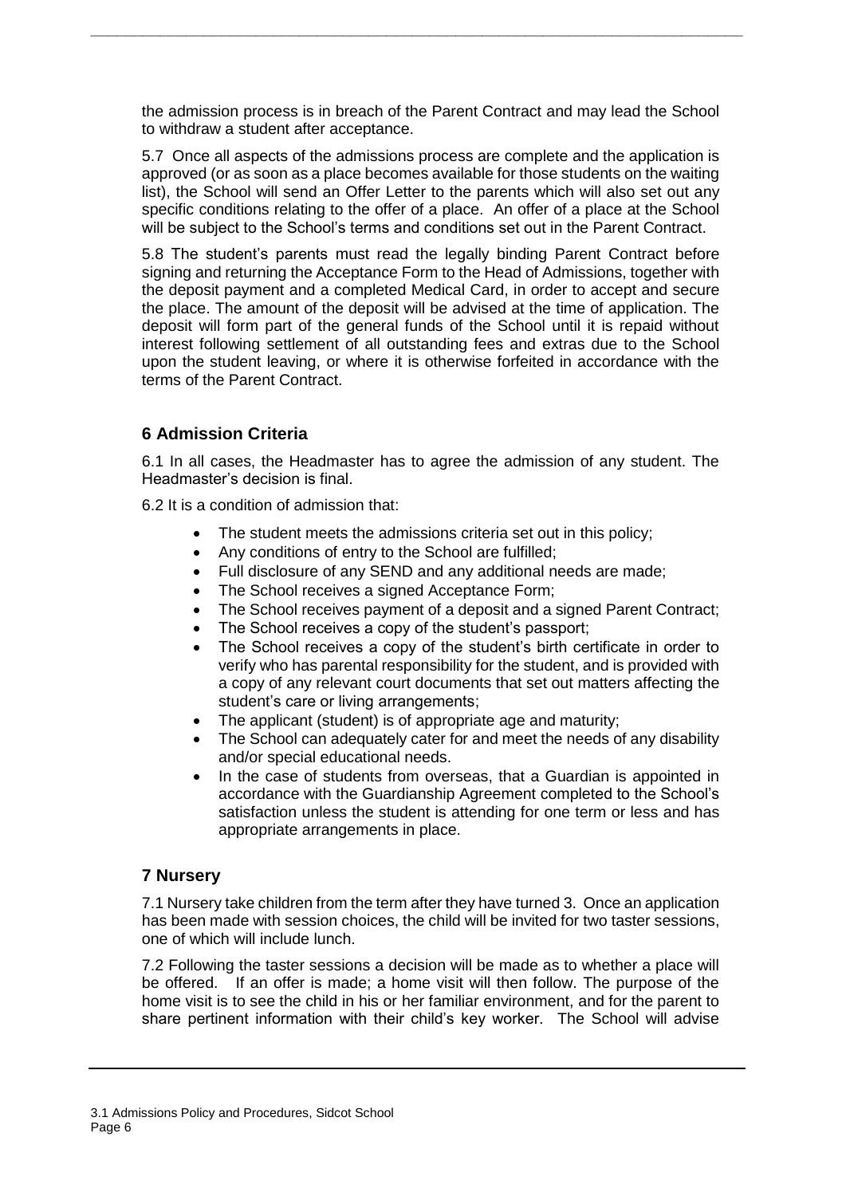the admission process is in breach of the Parent Contract and may lead the School to withdraw a student after acceptance.

5.7 Once all aspects of the admissions process are complete and the application is approved (or as soon as a place becomes available for those students on the waiting list), the School will send an Offer Letter to the parents which will also set out any specific conditions relating to the offer of a place. An offer of a place at the School will be subject to the School's terms and conditions set out in the Parent Contract.

5.8 The student's parents must read the legally binding Parent Contract before signing and returning the Acceptance Form to the Head of Admissions, together with the deposit payment and a completed Medical Card, in order to accept and secure the place. The amount of the deposit will be advised at the time of application. The deposit will form part of the general funds of the School until it is repaid without interest following settlement of all outstanding fees and extras due to the School upon the student leaving, or where it is otherwise forfeited in accordance with the terms of the Parent Contract.

## 6 Admission Criteria

6.1 In all cases, the Headmaster has to agree the admission of any student. The Headmaster's decision is final.

6.2 It is a condition of admission that:

- The student meets the admissions criteria set out in this policy;
- Any conditions of entry to the School are fulfilled;
- Full disclosure of any SEND and any additional needs are made;
- The School receives a signed Acceptance Form;
- The School receives payment of a deposit and a signed Parent Contract;
- The School receives a copy of the student's passport;
- The School receives a copy of the student's birth certificate in order to verify who has parental responsibility for the student, and is provided with a copy of any relevant court documents that set out matters affecting the student's care or living arrangements;
- The applicant (student) is of appropriate age and maturity;
- The School can adequately cater for and meet the needs of any disability and/or special educational needs.
- In the case of students from overseas, that a Guardian is appointed in accordance with the Guardianship Agreement completed to the School's satisfaction unless the student is attending for one term or less and has appropriate arrangements in place.

## 7 Nursery

7.1 Nursery take children from the term after they have turned 3. Once an application has been made with session choices, the child will be invited for two taster sessions, one of which will include lunch.

7.2 Following the taster sessions a decision will be made as to whether a place will be offered. If an offer is made; a home visit will then follow. The purpose of the home visit is to see the child in his or her familiar environment, and for the parent to share pertinent information with their child's key worker. The School will advise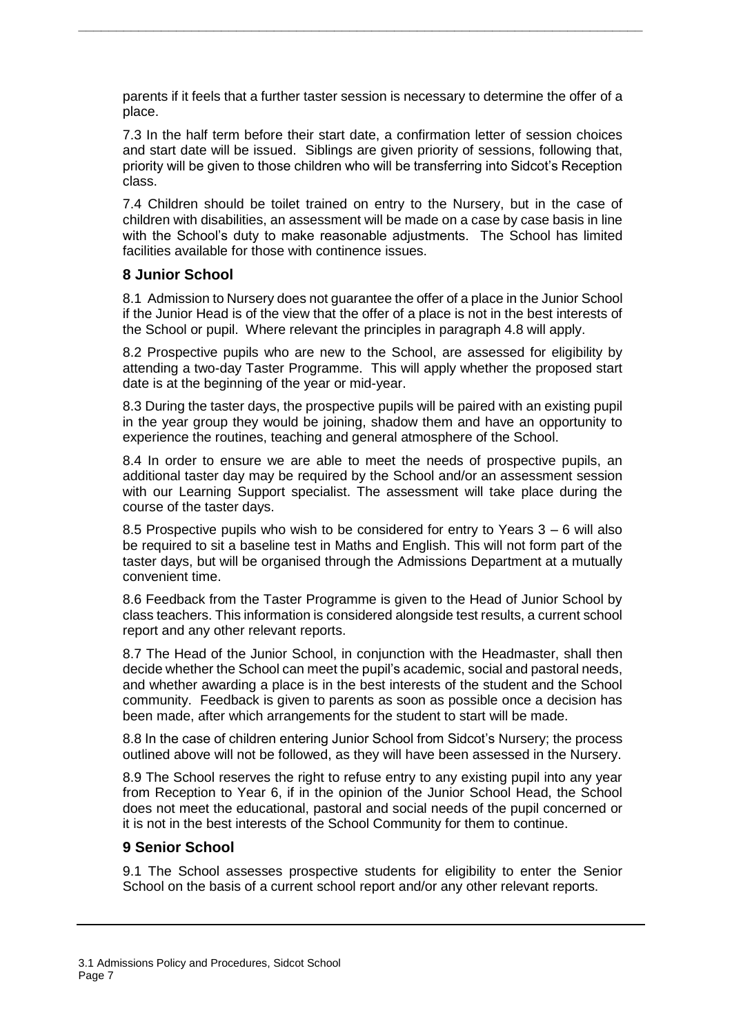parents if it feels that a further taster session is necessary to determine the offer of a place.

7.3 In the half term before their start date, a confirmation letter of session choices and start date will be issued. Siblings are given priority of sessions, following that, priority will be given to those children who will be transferring into Sidcot's Reception class.

7.4 Children should be toilet trained on entry to the Nursery, but in the case of children with disabilities, an assessment will be made on a case by case basis in line with the School's duty to make reasonable adjustments. The School has limited facilities available for those with continence issues.

## 8 Junior School

8.1 Admission to Nursery does not guarantee the offer of a place in the Junior School if the Junior Head is of the view that the offer of a place is not in the best interests of the School or pupil. Where relevant the principles in paragraph 4.8 will apply.

8.2 Prospective pupils who are new to the School, are assessed for eligibility by attending a two-day Taster Programme. This will apply whether the proposed start date is at the beginning of the year or mid-year.

8.3 During the taster days, the prospective pupils will be paired with an existing pupil in the year group they would be joining, shadow them and have an opportunity to experience the routines, teaching and general atmosphere of the School.

8.4 In order to ensure we are able to meet the needs of prospective pupils, an additional taster day may be required by the School and/or an assessment session with our Learning Support specialist. The assessment will take place during the course of the taster days.

8.5 Prospective pupils who wish to be considered for entry to Years 3 – 6 will also be required to sit a baseline test in Maths and English. This will not form part of the taster days, but will be organised through the Admissions Department at a mutually convenient time.

8.6 Feedback from the Taster Programme is given to the Head of Junior School by class teachers. This information is considered alongside test results, a current school report and any other relevant reports.

8.7 The Head of the Junior School, in conjunction with the Headmaster, shall then decide whether the School can meet the pupil's academic, social and pastoral needs, and whether awarding a place is in the best interests of the student and the School community. Feedback is given to parents as soon as possible once a decision has been made, after which arrangements for the student to start will be made.

8.8 In the case of children entering Junior School from Sidcot's Nursery; the process outlined above will not be followed, as they will have been assessed in the Nursery.

8.9 The School reserves the right to refuse entry to any existing pupil into any year from Reception to Year 6, if in the opinion of the Junior School Head, the School does not meet the educational, pastoral and social needs of the pupil concerned or it is not in the best interests of the School Community for them to continue.

## 9 Senior School

9.1 The School assesses prospective students for eligibility to enter the Senior School on the basis of a current school report and/or any other relevant reports.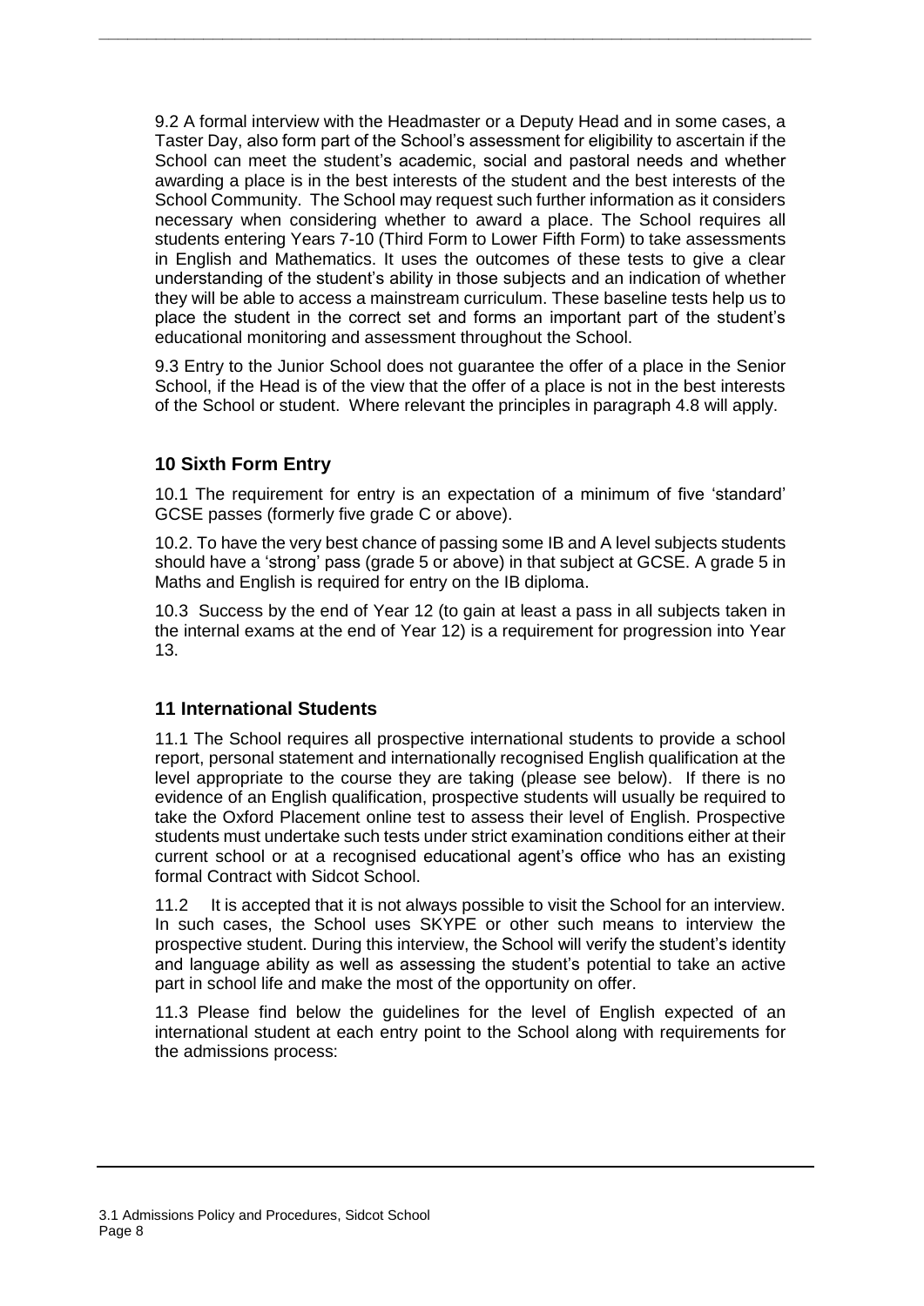9.2 A formal interview with the Headmaster or a Deputy Head and in some cases, a Taster Day, also form part of the School's assessment for eligibility to ascertain if the School can meet the student's academic, social and pastoral needs and whether awarding a place is in the best interests of the student and the best interests of the School Community. The School may request such further information as it considers necessary when considering whether to award a place. The School requires all students entering Years 7-10 (Third Form to Lower Fifth Form) to take assessments in English and Mathematics. It uses the outcomes of these tests to give a clear understanding of the student's ability in those subjects and an indication of whether they will be able to access a mainstream curriculum. These baseline tests help us to place the student in the correct set and forms an important part of the student's educational monitoring and assessment throughout the School.

9.3 Entry to the Junior School does not guarantee the offer of a place in the Senior School, if the Head is of the view that the offer of a place is not in the best interests of the School or student. Where relevant the principles in paragraph 4.8 will apply.

## 10 Sixth Form Entry

10.1 The requirement for entry is an expectation of a minimum of five 'standard' GCSE passes (formerly five grade C or above).

10.2. To have the very best chance of passing some IB and A level subjects students should have a 'strong' pass (grade 5 or above) in that subject at GCSE. A grade 5 in Maths and English is required for entry on the IB diploma.

10.3 Success by the end of Year 12 (to gain at least a pass in all subjects taken in the internal exams at the end of Year 12) is a requirement for progression into Year 13.

## 11 International Students

11.1 The School requires all prospective international students to provide a school report, personal statement and internationally recognised English qualification at the level appropriate to the course they are taking (please see below). If there is no evidence of an English qualification, prospective students will usually be required to take the Oxford Placement online test to assess their level of English. Prospective students must undertake such tests under strict examination conditions either at their current school or at a recognised educational agent's office who has an existing formal Contract with Sidcot School.

11.2 It is accepted that it is not always possible to visit the School for an interview. In such cases, the School uses SKYPE or other such means to interview the prospective student. During this interview, the School will verify the student's identity and language ability as well as assessing the student's potential to take an active part in school life and make the most of the opportunity on offer.

11.3 Please find below the guidelines for the level of English expected of an international student at each entry point to the School along with requirements for the admissions process: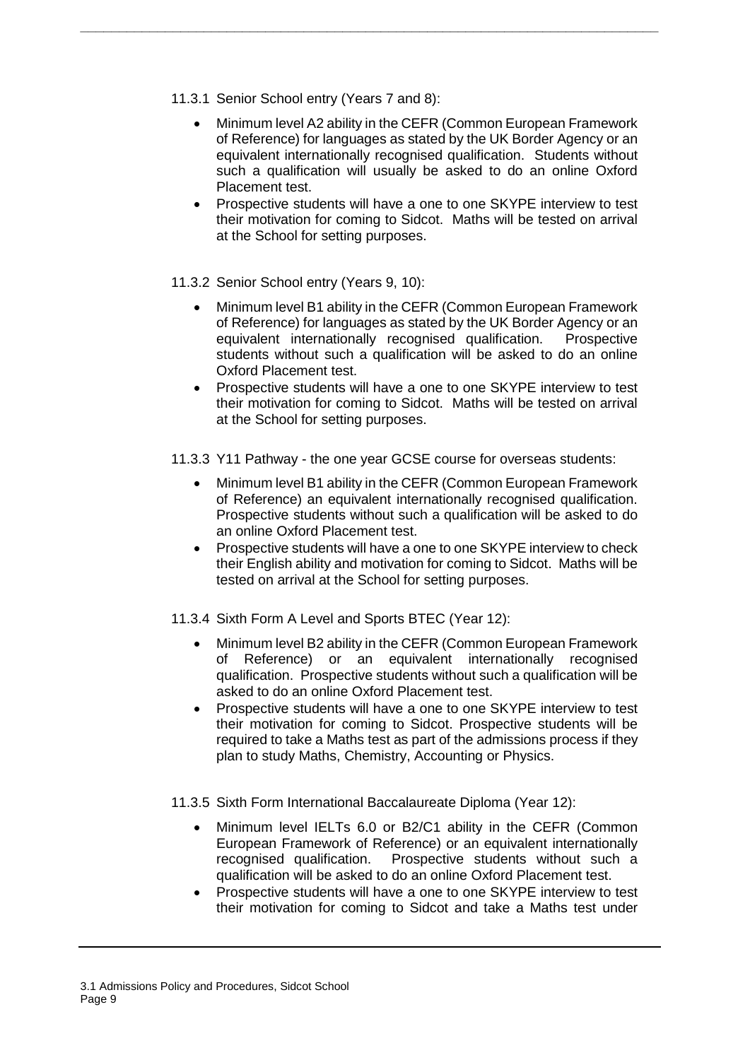11.3.1 Senior School entry (Years 7 and 8):

- Minimum level A2 ability in the CEFR (Common European Framework of Reference) for languages as stated by the UK Border Agency or an equivalent internationally recognised qualification. Students without such a qualification will usually be asked to do an online Oxford Placement test.
- Prospective students will have a one to one SKYPE interview to test their motivation for coming to Sidcot. Maths will be tested on arrival at the School for setting purposes.

11.3.2 Senior School entry (Years 9, 10):

- Minimum level B1 ability in the CEFR (Common European Framework of Reference) for languages as stated by the UK Border Agency or an equivalent internationally recognised qualification. Prospective students without such a qualification will be asked to do an online Oxford Placement test.
- Prospective students will have a one to one SKYPE interview to test their motivation for coming to Sidcot. Maths will be tested on arrival at the School for setting purposes.

11.3.3 Y11 Pathway - the one year GCSE course for overseas students:

- Minimum level B1 ability in the CEFR (Common European Framework of Reference) an equivalent internationally recognised qualification. Prospective students without such a qualification will be asked to do an online Oxford Placement test.
- Prospective students will have a one to one SKYPE interview to check their English ability and motivation for coming to Sidcot. Maths will be tested on arrival at the School for setting purposes.

11.3.4 Sixth Form A Level and Sports BTEC (Year 12):

- Minimum level B2 ability in the CEFR (Common European Framework of Reference) or an equivalent internationally recognised qualification. Prospective students without such a qualification will be asked to do an online Oxford Placement test.
- Prospective students will have a one to one SKYPE interview to test their motivation for coming to Sidcot. Prospective students will be required to take a Maths test as part of the admissions process if they plan to study Maths, Chemistry, Accounting or Physics.

11.3.5 Sixth Form International Baccalaureate Diploma (Year 12):

- Minimum level IELTs 6.0 or B2/C1 ability in the CEFR (Common European Framework of Reference) or an equivalent internationally recognised qualification. Prospective students without such a qualification will be asked to do an online Oxford Placement test.
- Prospective students will have a one to one SKYPE interview to test their motivation for coming to Sidcot and take a Maths test under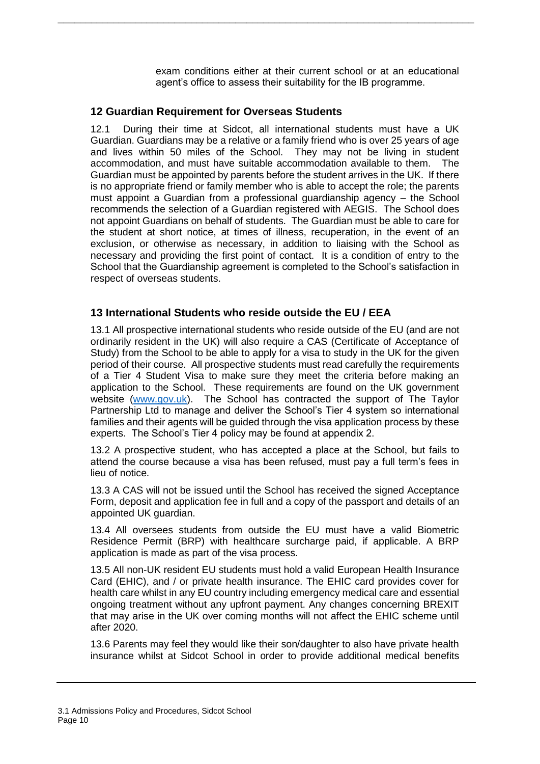exam conditions either at their current school or at an educational agent's office to assess their suitability for the IB programme.

### 12 Guardian Requirement for Overseas Students

12.1 During their time at Sidcot, all international students must have a UK Guardian. Guardians may be a relative or a family friend who is over 25 years of age and lives within 50 miles of the School. They may not be living in student accommodation, and must have suitable accommodation available to them. The Guardian must be appointed by parents before the student arrives in the UK. If there is no appropriate friend or family member who is able to accept the role; the parents must appoint a Guardian from a professional guardianship agency – the School recommends the selection of a Guardian registered with AEGIS. The School does not appoint Guardians on behalf of students. The Guardian must be able to care for the student at short notice, at times of illness, recuperation, in the event of an exclusion, or otherwise as necessary, in addition to liaising with the School as necessary and providing the first point of contact. It is a condition of entry to the School that the Guardianship agreement is completed to the School's satisfaction in respect of overseas students.

### 13 International Students who reside outside the EU / EEA

13.1 All prospective international students who reside outside of the EU (and are not ordinarily resident in the UK) will also require a CAS (Certificate of Acceptance of Study) from the School to be able to apply for a visa to study in the UK for the given period of their course. All prospective students must read carefully the requirements of a Tier 4 Student Visa to make sure they meet the criteria before making an application to the School. These requirements are found on the UK government website ([www.gov.uk](www.gov.uk)). The School has contracted the support of The Taylor Partnership Ltd to manage and deliver the School's Tier 4 system so international families and their agents will be guided through the visa application process by these experts. The School's Tier 4 policy may be found at appendix 2.

13.2 A prospective student, who has accepted a place at the School, but fails to attend the course because a visa has been refused, must pay a full term's fees in lieu of notice.

13.3 A CAS will not be issued until the School has received the signed Acceptance Form, deposit and application fee in full and a copy of the passport and details of an appointed UK guardian.

13.4 All oversees students from outside the EU must have a valid Biometric Residence Permit (BRP) with healthcare surcharge paid, if applicable. A BRP application is made as part of the visa process.

13.5 All non-UK resident EU students must hold a valid European Health Insurance Card (EHIC), and / or private health insurance. The EHIC card provides cover for health care whilst in any EU country including emergency medical care and essential ongoing treatment without any upfront payment. Any changes concerning BREXIT that may arise in the UK over coming months will not affect the EHIC scheme until after 2020.

13.6 Parents may feel they would like their son/daughter to also have private health insurance whilst at Sidcot School in order to provide additional medical benefits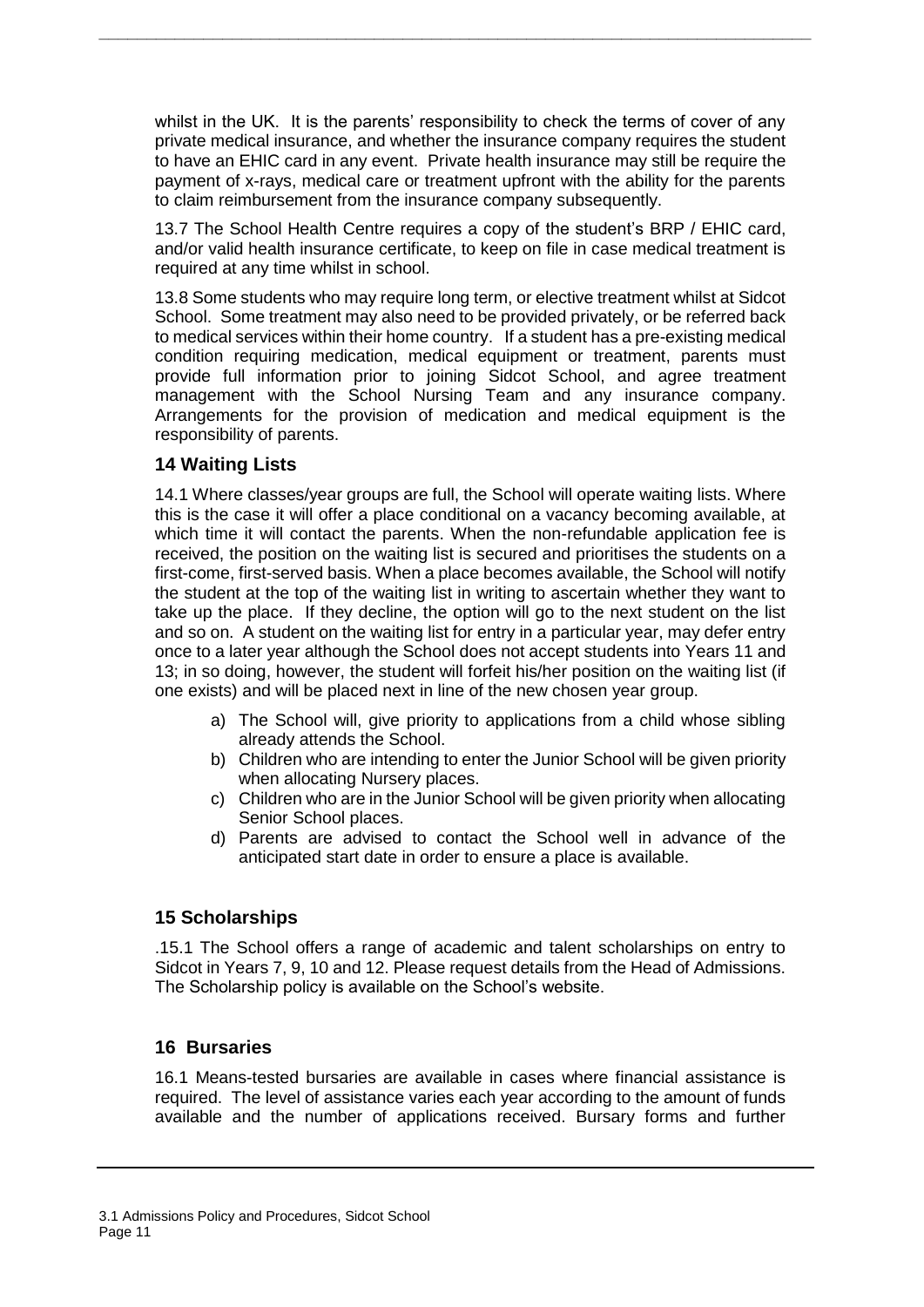whilst in the UK. It is the parents' responsibility to check the terms of cover of any private medical insurance, and whether the insurance company requires the student to have an EHIC card in any event. Private health insurance may still be require the payment of x-rays, medical care or treatment upfront with the ability for the parents to claim reimbursement from the insurance company subsequently.

13.7 The School Health Centre requires a copy of the student's BRP / EHIC card, and/or valid health insurance certificate, to keep on file in case medical treatment is required at any time whilst in school.

13.8 Some students who may require long term, or elective treatment whilst at Sidcot School. Some treatment may also need to be provided privately, or be referred back to medical services within their home country. If a student has a pre-existing medical condition requiring medication, medical equipment or treatment, parents must provide full information prior to joining Sidcot School, and agree treatment management with the School Nursing Team and any insurance company. Arrangements for the provision of medication and medical equipment is the responsibility of parents.

## 14 Waiting Lists

14.1 Where classes/year groups are full, the School will operate waiting lists. Where this is the case it will offer a place conditional on a vacancy becoming available, at which time it will contact the parents. When the non-refundable application fee is received, the position on the waiting list is secured and prioritises the students on a first-come, first-served basis. When a place becomes available, the School will notify the student at the top of the waiting list in writing to ascertain whether they want to take up the place. If they decline, the option will go to the next student on the list and so on. A student on the waiting list for entry in a particular year, may defer entry once to a later year although the School does not accept students into Years 11 and 13; in so doing, however, the student will forfeit his/her position on the waiting list (if one exists) and will be placed next in line of the new chosen year group.

a) The School will, give priority to applications from a child whose sibling already attends the School.
b) Children who are intending to enter the Junior School will be given priority when allocating Nursery places.
c) Children who are in the Junior School will be given priority when allocating Senior School places.
d) Parents are advised to contact the School well in advance of the anticipated start date in order to ensure a place is available.

## 15 Scholarships

.15.1 The School offers a range of academic and talent scholarships on entry to Sidcot in Years 7, 9, 10 and 12. Please request details from the Head of Admissions. The Scholarship policy is available on the School's website.

## 16 Bursaries

16.1 Means-tested bursaries are available in cases where financial assistance is required. The level of assistance varies each year according to the amount of funds available and the number of applications received. Bursary forms and further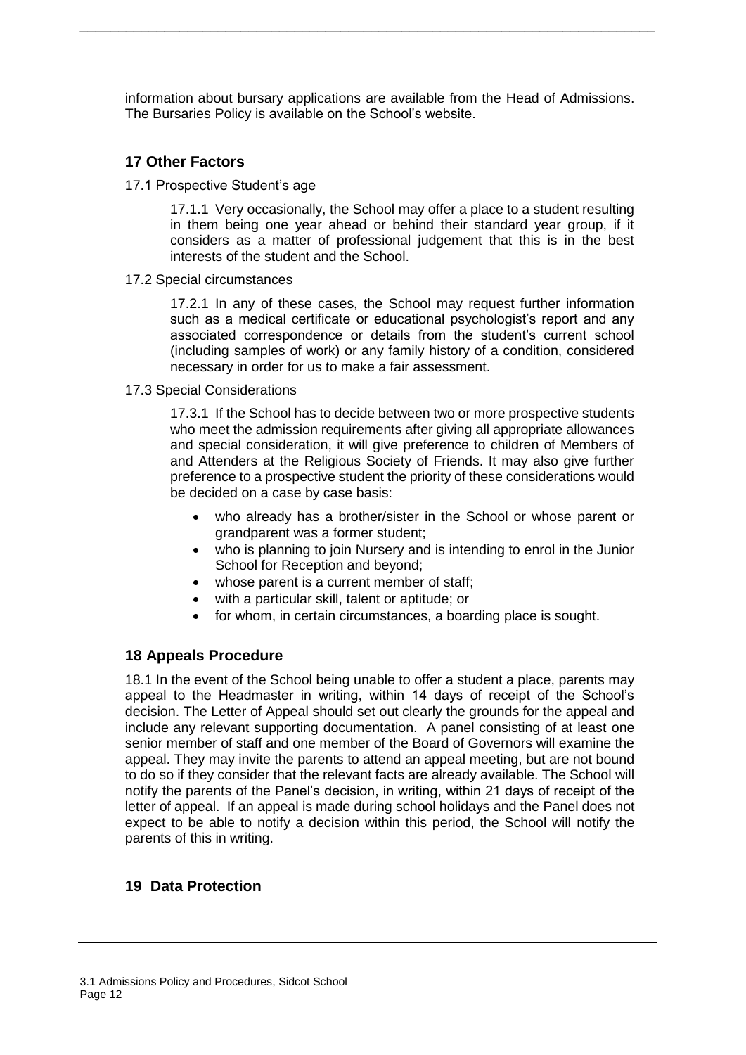information about bursary applications are available from the Head of Admissions. The Bursaries Policy is available on the School's website.

## 17 Other Factors

17.1 Prospective Student's age

17.1.1 Very occasionally, the School may offer a place to a student resulting in them being one year ahead or behind their standard year group, if it considers as a matter of professional judgement that this is in the best interests of the student and the School.

17.2 Special circumstances

17.2.1 In any of these cases, the School may request further information such as a medical certificate or educational psychologist's report and any associated correspondence or details from the student's current school (including samples of work) or any family history of a condition, considered necessary in order for us to make a fair assessment.

17.3 Special Considerations

17.3.1 If the School has to decide between two or more prospective students who meet the admission requirements after giving all appropriate allowances and special consideration, it will give preference to children of Members of and Attenders at the Religious Society of Friends. It may also give further preference to a prospective student the priority of these considerations would be decided on a case by case basis:

- who already has a brother/sister in the School or whose parent or grandparent was a former student;
- who is planning to join Nursery and is intending to enrol in the Junior School for Reception and beyond;
- whose parent is a current member of staff;
- with a particular skill, talent or aptitude; or
- for whom, in certain circumstances, a boarding place is sought.

## 18 Appeals Procedure

18.1 In the event of the School being unable to offer a student a place, parents may appeal to the Headmaster in writing, within 14 days of receipt of the School's decision. The Letter of Appeal should set out clearly the grounds for the appeal and include any relevant supporting documentation. A panel consisting of at least one senior member of staff and one member of the Board of Governors will examine the appeal. They may invite the parents to attend an appeal meeting, but are not bound to do so if they consider that the relevant facts are already available. The School will notify the parents of the Panel's decision, in writing, within 21 days of receipt of the letter of appeal. If an appeal is made during school holidays and the Panel does not expect to be able to notify a decision within this period, the School will notify the parents of this in writing.

## 19 Data Protection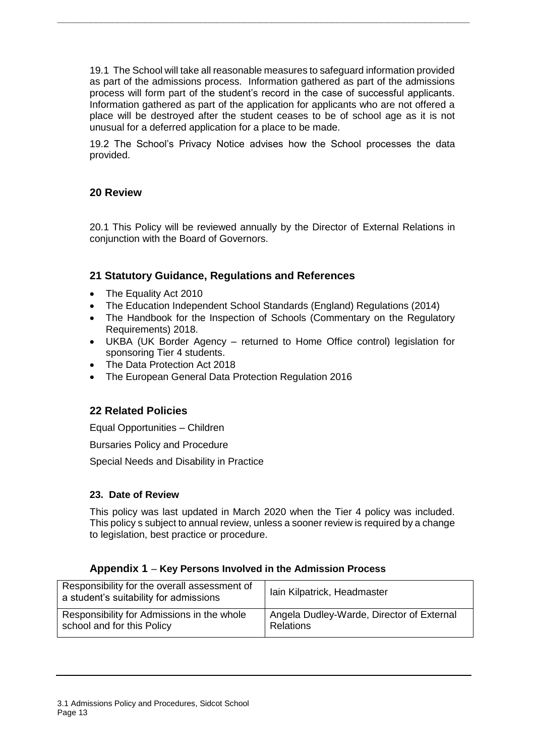19.1 The School will take all reasonable measures to safeguard information provided as part of the admissions process. Information gathered as part of the admissions process will form part of the student's record in the case of successful applicants. Information gathered as part of the application for applicants who are not offered a place will be destroyed after the student ceases to be of school age as it is not unusual for a deferred application for a place to be made.

19.2 The School's Privacy Notice advises how the School processes the data provided.

## 20 Review

20.1 This Policy will be reviewed annually by the Director of External Relations in conjunction with the Board of Governors.

## 21 Statutory Guidance, Regulations and References

- The Equality Act 2010
- The Education Independent School Standards (England) Regulations (2014)
- The Handbook for the Inspection of Schools (Commentary on the Regulatory Requirements) 2018.
- UKBA (UK Border Agency – returned to Home Office control) legislation for sponsoring Tier 4 students.
- The Data Protection Act 2018
- The European General Data Protection Regulation 2016

## 22 Related Policies

Equal Opportunities – Children

Bursaries Policy and Procedure

Special Needs and Disability in Practice

### 23. Date of Review

This policy was last updated in March 2020 when the Tier 4 policy was included. This policy s subject to annual review, unless a sooner review is required by a change to legislation, best practice or procedure.

### Appendix 1 – Key Persons Involved in the Admission Process

| | |
|---|---|
| Responsibility for the overall assessment of a student's suitability for admissions | Iain Kilpatrick, Headmaster |
| Responsibility for Admissions in the whole school and for this Policy | Angela Dudley-Warde, Director of External Relations |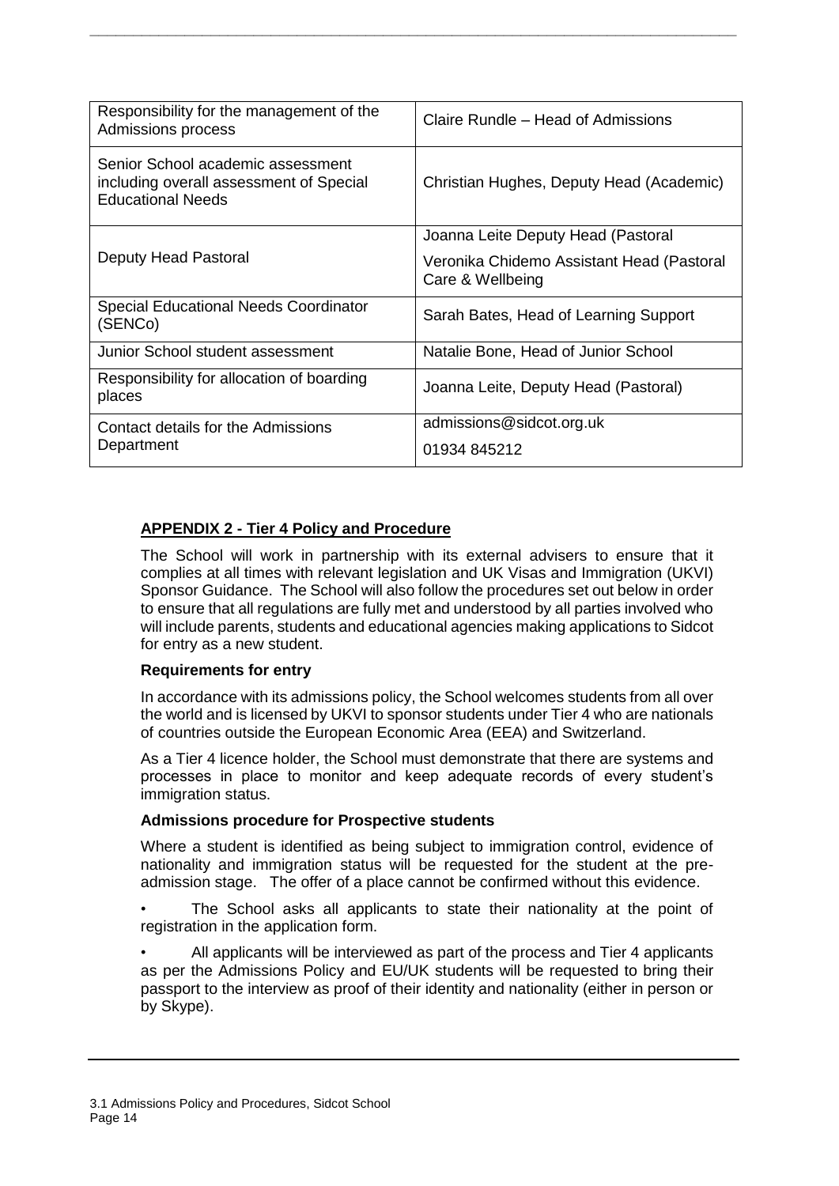| Responsibility for the management of the Admissions process | Claire Rundle – Head of Admissions |
|---|---|
| Senior School academic assessment including overall assessment of Special Educational Needs | Christian Hughes, Deputy Head (Academic) |
| Deputy Head Pastoral | Joanna Leite Deputy Head (Pastoral<br>Veronika Chidemo Assistant Head (Pastoral Care & Wellbeing |
| Special Educational Needs Coordinator (SENCo) | Sarah Bates, Head of Learning Support |
| Junior School student assessment | Natalie Bone, Head of Junior School |
| Responsibility for allocation of boarding places | Joanna Leite, Deputy Head (Pastoral) |
| Contact details for the Admissions Department | admissions@sidcot.org.uk<br>01934 845212 |

## APPENDIX 2 - Tier 4 Policy and Procedure

The School will work in partnership with its external advisers to ensure that it complies at all times with relevant legislation and UK Visas and Immigration (UKVI) Sponsor Guidance. The School will also follow the procedures set out below in order to ensure that all regulations are fully met and understood by all parties involved who will include parents, students and educational agencies making applications to Sidcot for entry as a new student.

### Requirements for entry

In accordance with its admissions policy, the School welcomes students from all over the world and is licensed by UKVI to sponsor students under Tier 4 who are nationals of countries outside the European Economic Area (EEA) and Switzerland.

As a Tier 4 licence holder, the School must demonstrate that there are systems and processes in place to monitor and keep adequate records of every student's immigration status.

### Admissions procedure for Prospective students

Where a student is identified as being subject to immigration control, evidence of nationality and immigration status will be requested for the student at the pre-admission stage. The offer of a place cannot be confirmed without this evidence.

- The School asks all applicants to state their nationality at the point of registration in the application form.
- All applicants will be interviewed as part of the process and Tier 4 applicants as per the Admissions Policy and EU/UK students will be requested to bring their passport to the interview as proof of their identity and nationality (either in person or by Skype).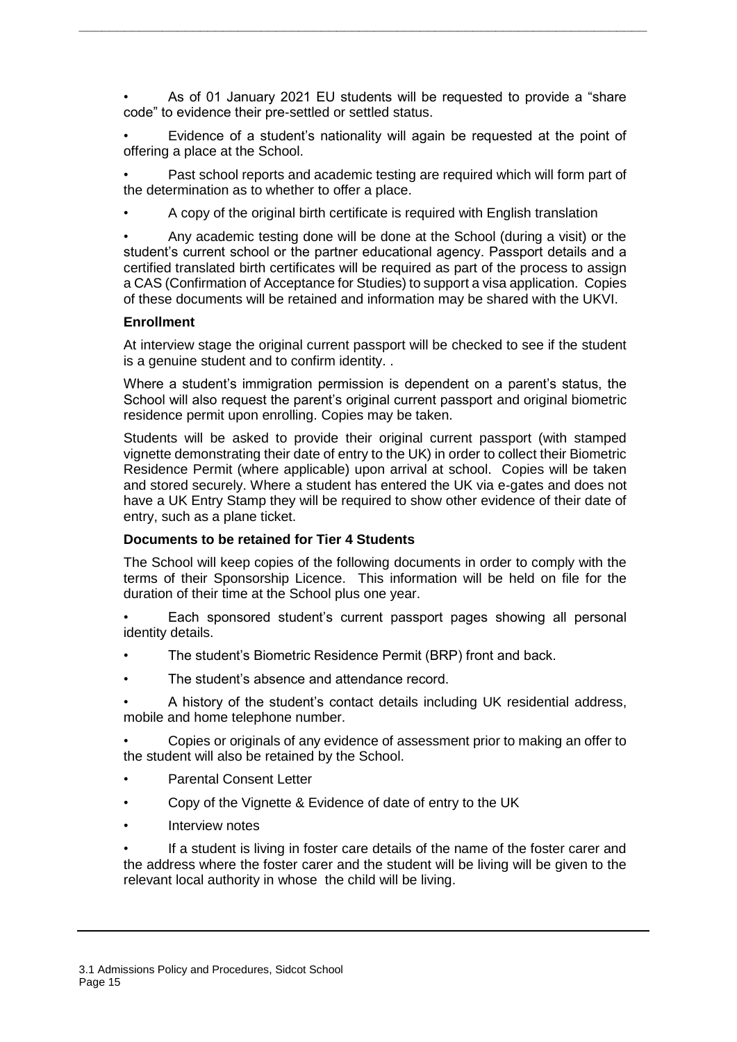- As of 01 January 2021 EU students will be requested to provide a "share code" to evidence their pre-settled or settled status.
- Evidence of a student's nationality will again be requested at the point of offering a place at the School.
- Past school reports and academic testing are required which will form part of the determination as to whether to offer a place.
- A copy of the original birth certificate is required with English translation
- Any academic testing done will be done at the School (during a visit) or the student's current school or the partner educational agency. Passport details and a certified translated birth certificates will be required as part of the process to assign a CAS (Confirmation of Acceptance for Studies) to support a visa application. Copies of these documents will be retained and information may be shared with the UKVI.

**Enrollment**

At interview stage the original current passport will be checked to see if the student is a genuine student and to confirm identity. .

Where a student's immigration permission is dependent on a parent's status, the School will also request the parent's original current passport and original biometric residence permit upon enrolling. Copies may be taken.

Students will be asked to provide their original current passport (with stamped vignette demonstrating their date of entry to the UK) in order to collect their Biometric Residence Permit (where applicable) upon arrival at school. Copies will be taken and stored securely. Where a student has entered the UK via e-gates and does not have a UK Entry Stamp they will be required to show other evidence of their date of entry, such as a plane ticket.

**Documents to be retained for Tier 4 Students**

The School will keep copies of the following documents in order to comply with the terms of their Sponsorship Licence. This information will be held on file for the duration of their time at the School plus one year.

- Each sponsored student's current passport pages showing all personal identity details.
- The student's Biometric Residence Permit (BRP) front and back.
- The student's absence and attendance record.
- A history of the student's contact details including UK residential address, mobile and home telephone number.
- Copies or originals of any evidence of assessment prior to making an offer to the student will also be retained by the School.
- Parental Consent Letter
- Copy of the Vignette & Evidence of date of entry to the UK
- Interview notes
- If a student is living in foster care details of the name of the foster carer and the address where the foster carer and the student will be living will be given to the relevant local authority in whose the child will be living.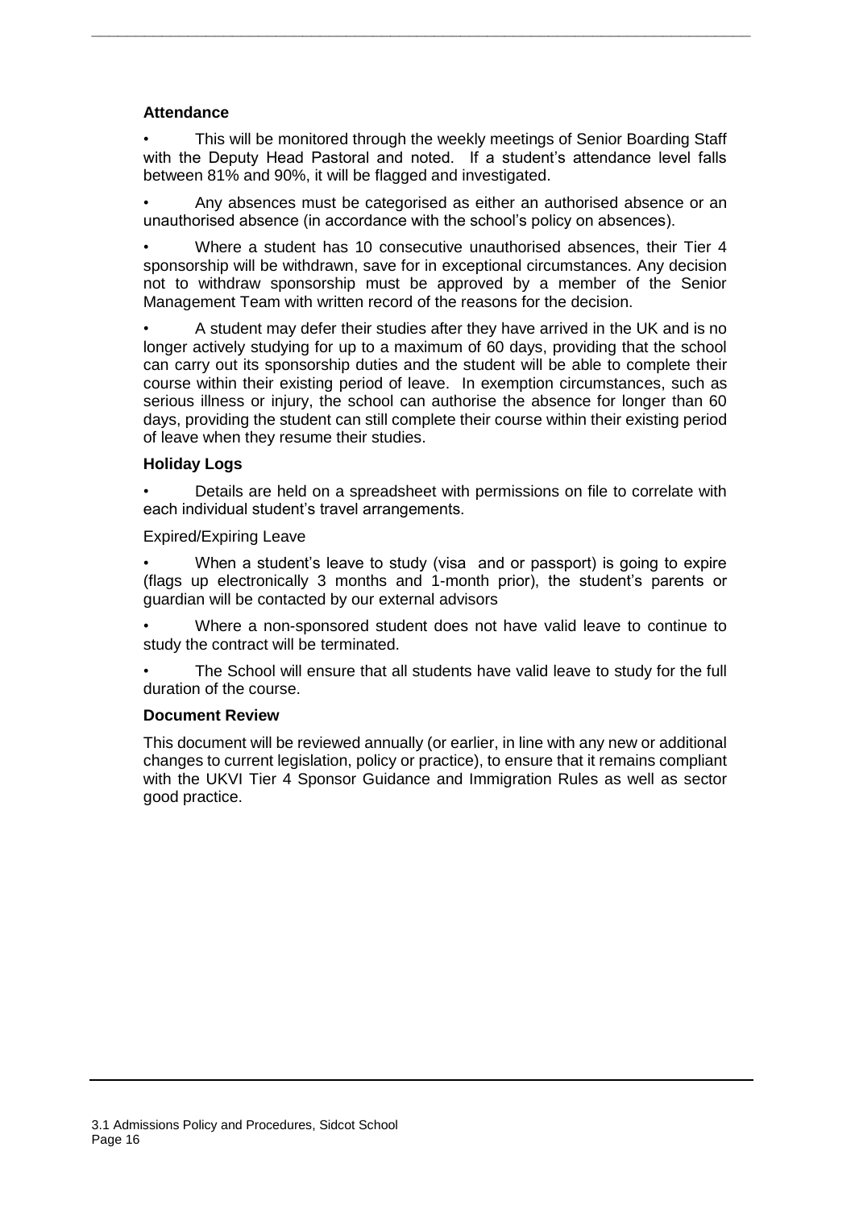**Attendance**

- This will be monitored through the weekly meetings of Senior Boarding Staff with the Deputy Head Pastoral and noted. If a student's attendance level falls between 81% and 90%, it will be flagged and investigated.
- Any absences must be categorised as either an authorised absence or an unauthorised absence (in accordance with the school's policy on absences).
- Where a student has 10 consecutive unauthorised absences, their Tier 4 sponsorship will be withdrawn, save for in exceptional circumstances. Any decision not to withdraw sponsorship must be approved by a member of the Senior Management Team with written record of the reasons for the decision.
- A student may defer their studies after they have arrived in the UK and is no longer actively studying for up to a maximum of 60 days, providing that the school can carry out its sponsorship duties and the student will be able to complete their course within their existing period of leave. In exemption circumstances, such as serious illness or injury, the school can authorise the absence for longer than 60 days, providing the student can still complete their course within their existing period of leave when they resume their studies.

**Holiday Logs**

- Details are held on a spreadsheet with permissions on file to correlate with each individual student's travel arrangements.

Expired/Expiring Leave

- When a student's leave to study (visa and or passport) is going to expire (flags up electronically 3 months and 1-month prior), the student's parents or guardian will be contacted by our external advisors
- Where a non-sponsored student does not have valid leave to continue to study the contract will be terminated.
- The School will ensure that all students have valid leave to study for the full duration of the course.

**Document Review**

This document will be reviewed annually (or earlier, in line with any new or additional changes to current legislation, policy or practice), to ensure that it remains compliant with the UKVI Tier 4 Sponsor Guidance and Immigration Rules as well as sector good practice.